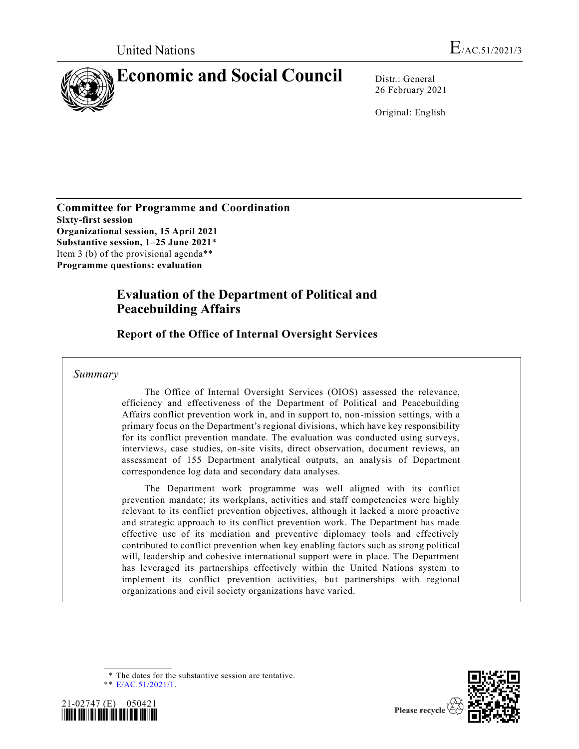United Nations E/AC.51/2021/3

# Economic and Social Council

Distr.: General
26 February 2021

Original: English

**Committee for Programme and Coordination**
**Sixty-first session**
**Organizational session, 15 April 2021**
**Substantive session, 1–25 June 2021***
Item 3 (b) of the provisional agenda**
**Programme questions: evaluation**

## Evaluation of the Department of Political and Peacebuilding Affairs

### Report of the Office of Internal Oversight Services

*Summary*

The Office of Internal Oversight Services (OIOS) assessed the relevance, efficiency and effectiveness of the Department of Political and Peacebuilding Affairs conflict prevention work in, and in support to, non-mission settings, with a primary focus on the Department's regional divisions, which have key responsibility for its conflict prevention mandate. The evaluation was conducted using surveys, interviews, case studies, on-site visits, direct observation, document reviews, an assessment of 155 Department analytical outputs, an analysis of Department correspondence log data and secondary data analyses.

The Department work programme was well aligned with its conflict prevention mandate; its workplans, activities and staff competencies were highly relevant to its conflict prevention objectives, although it lacked a more proactive and strategic approach to its conflict prevention work. The Department has made effective use of its mediation and preventive diplomacy tools and effectively contributed to conflict prevention when key enabling factors such as strong political will, leadership and cohesive international support were in place. The Department has leveraged its partnerships effectively within the United Nations system to implement its conflict prevention activities, but partnerships with regional organizations and civil society organizations have varied.

\* The dates for the substantive session are tentative.

\*\* E/AC.51/2021/1.

21-02747 (E) 050421

Please recycle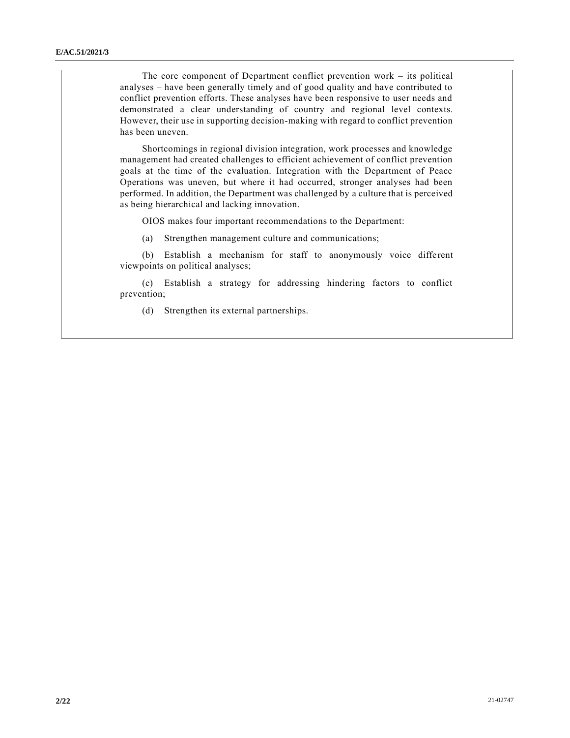The core component of Department conflict prevention work – its political analyses – have been generally timely and of good quality and have contributed to conflict prevention efforts. These analyses have been responsive to user needs and demonstrated a clear understanding of country and regional level contexts. However, their use in supporting decision-making with regard to conflict prevention has been uneven.

Shortcomings in regional division integration, work processes and knowledge management had created challenges to efficient achievement of conflict prevention goals at the time of the evaluation. Integration with the Department of Peace Operations was uneven, but where it had occurred, stronger analyses had been performed. In addition, the Department was challenged by a culture that is perceived as being hierarchical and lacking innovation.

OIOS makes four important recommendations to the Department:

(a) Strengthen management culture and communications;

(b) Establish a mechanism for staff to anonymously voice different viewpoints on political analyses;

(c) Establish a strategy for addressing hindering factors to conflict prevention;

(d) Strengthen its external partnerships.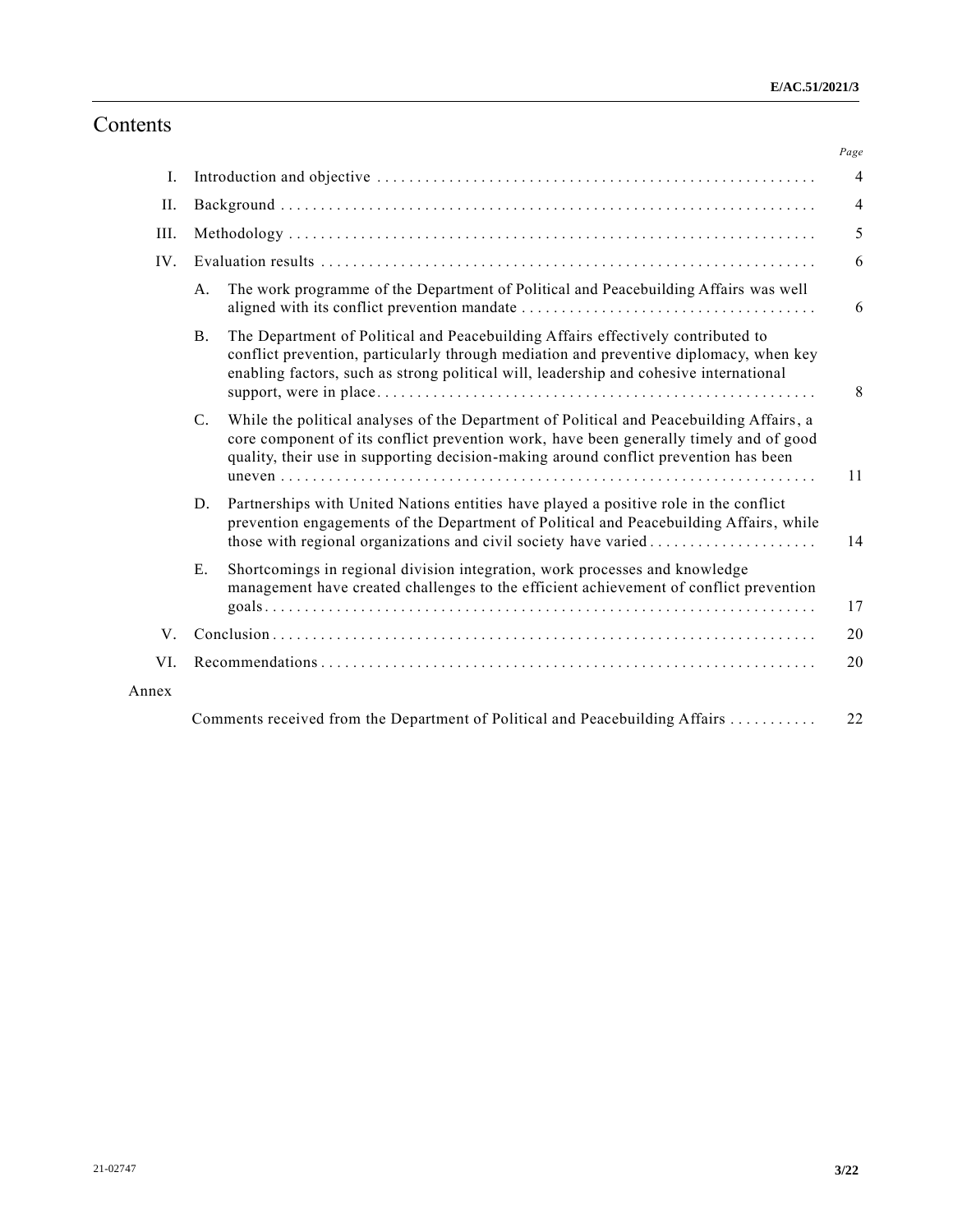# Contents

| | | Page |
|---|---|---|
| I. | Introduction and objective | 4 |
| II. | Background | 4 |
| III. | Methodology | 5 |
| IV. | Evaluation results | 6 |
| | A. The work programme of the Department of Political and Peacebuilding Affairs was well aligned with its conflict prevention mandate | 6 |
| | B. The Department of Political and Peacebuilding Affairs effectively contributed to conflict prevention, particularly through mediation and preventive diplomacy, when key enabling factors, such as strong political will, leadership and cohesive international support, were in place | 8 |
| | C. While the political analyses of the Department of Political and Peacebuilding Affairs, a core component of its conflict prevention work, have been generally timely and of good quality, their use in supporting decision-making around conflict prevention has been uneven | 11 |
| | D. Partnerships with United Nations entities have played a positive role in the conflict prevention engagements of the Department of Political and Peacebuilding Affairs, while those with regional organizations and civil society have varied | 14 |
| | E. Shortcomings in regional division integration, work processes and knowledge management have created challenges to the efficient achievement of conflict prevention goals | 17 |
| V. | Conclusion | 20 |
| VI. | Recommendations | 20 |
| Annex | | |
| | Comments received from the Department of Political and Peacebuilding Affairs | 22 |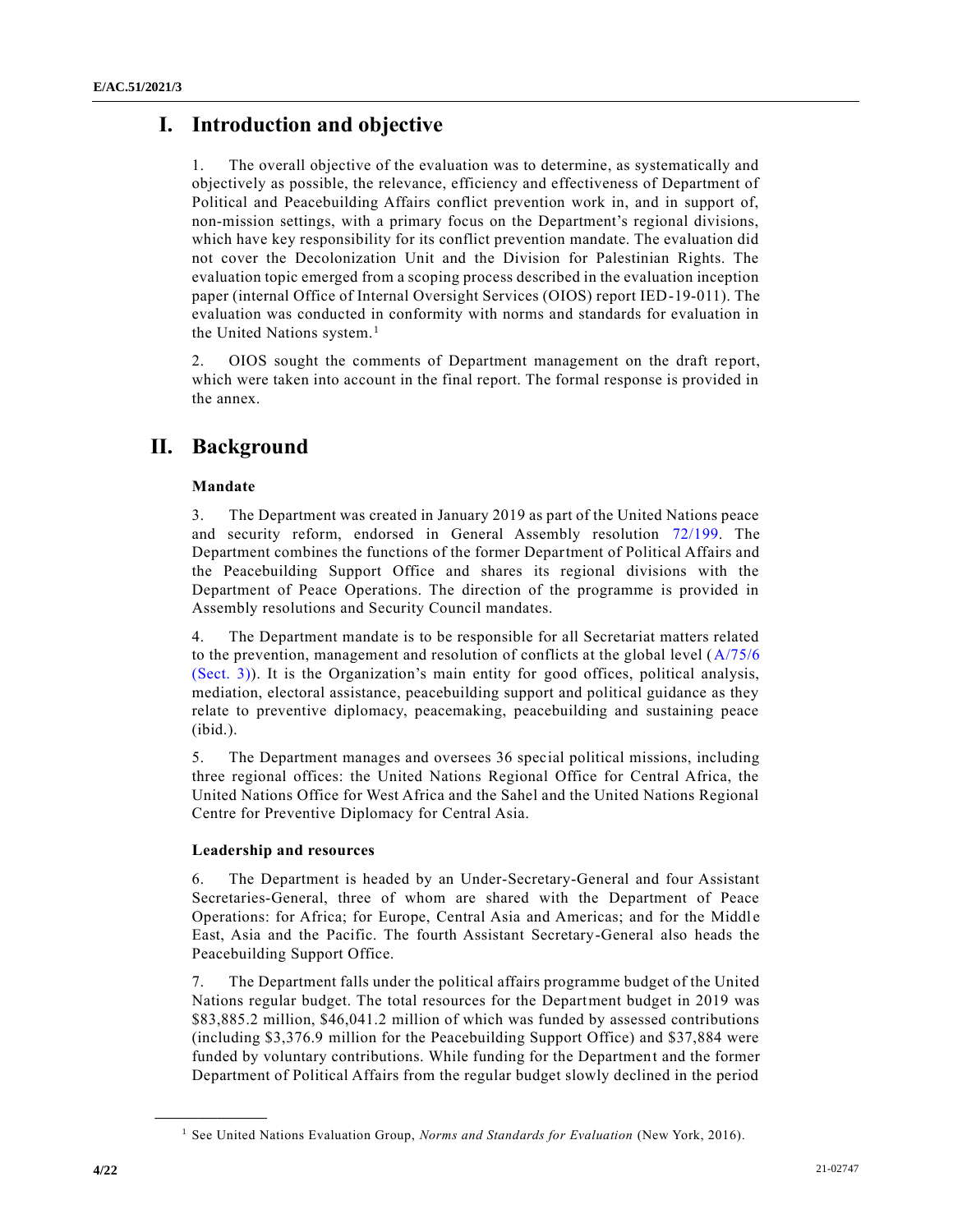# I. Introduction and objective

1. The overall objective of the evaluation was to determine, as systematically and objectively as possible, the relevance, efficiency and effectiveness of Department of Political and Peacebuilding Affairs conflict prevention work in, and in support of, non-mission settings, with a primary focus on the Department's regional divisions, which have key responsibility for its conflict prevention mandate. The evaluation did not cover the Decolonization Unit and the Division for Palestinian Rights. The evaluation topic emerged from a scoping process described in the evaluation inception paper (internal Office of Internal Oversight Services (OIOS) report IED-19-011). The evaluation was conducted in conformity with norms and standards for evaluation in the United Nations system.[1]

2. OIOS sought the comments of Department management on the draft report, which were taken into account in the final report. The formal response is provided in the annex.

# II. Background

### Mandate

3. The Department was created in January 2019 as part of the United Nations peace and security reform, endorsed in General Assembly resolution 72/199. The Department combines the functions of the former Department of Political Affairs and the Peacebuilding Support Office and shares its regional divisions with the Department of Peace Operations. The direction of the programme is provided in Assembly resolutions and Security Council mandates.

4. The Department mandate is to be responsible for all Secretariat matters related to the prevention, management and resolution of conflicts at the global level (A/75/6 (Sect. 3)). It is the Organization's main entity for good offices, political analysis, mediation, electoral assistance, peacebuilding support and political guidance as they relate to preventive diplomacy, peacemaking, peacebuilding and sustaining peace (ibid.).

5. The Department manages and oversees 36 special political missions, including three regional offices: the United Nations Regional Office for Central Africa, the United Nations Office for West Africa and the Sahel and the United Nations Regional Centre for Preventive Diplomacy for Central Asia.

### Leadership and resources

6. The Department is headed by an Under-Secretary-General and four Assistant Secretaries-General, three of whom are shared with the Department of Peace Operations: for Africa; for Europe, Central Asia and Americas; and for the Middle East, Asia and the Pacific. The fourth Assistant Secretary-General also heads the Peacebuilding Support Office.

7. The Department falls under the political affairs programme budget of the United Nations regular budget. The total resources for the Department budget in 2019 was $83,885.2 million, $46,041.2 million of which was funded by assessed contributions (including $3,376.9 million for the Peacebuilding Support Office) and $37,884 were funded by voluntary contributions. While funding for the Department and the former Department of Political Affairs from the regular budget slowly declined in the period

---

[1] See United Nations Evaluation Group, *Norms and Standards for Evaluation* (New York, 2016).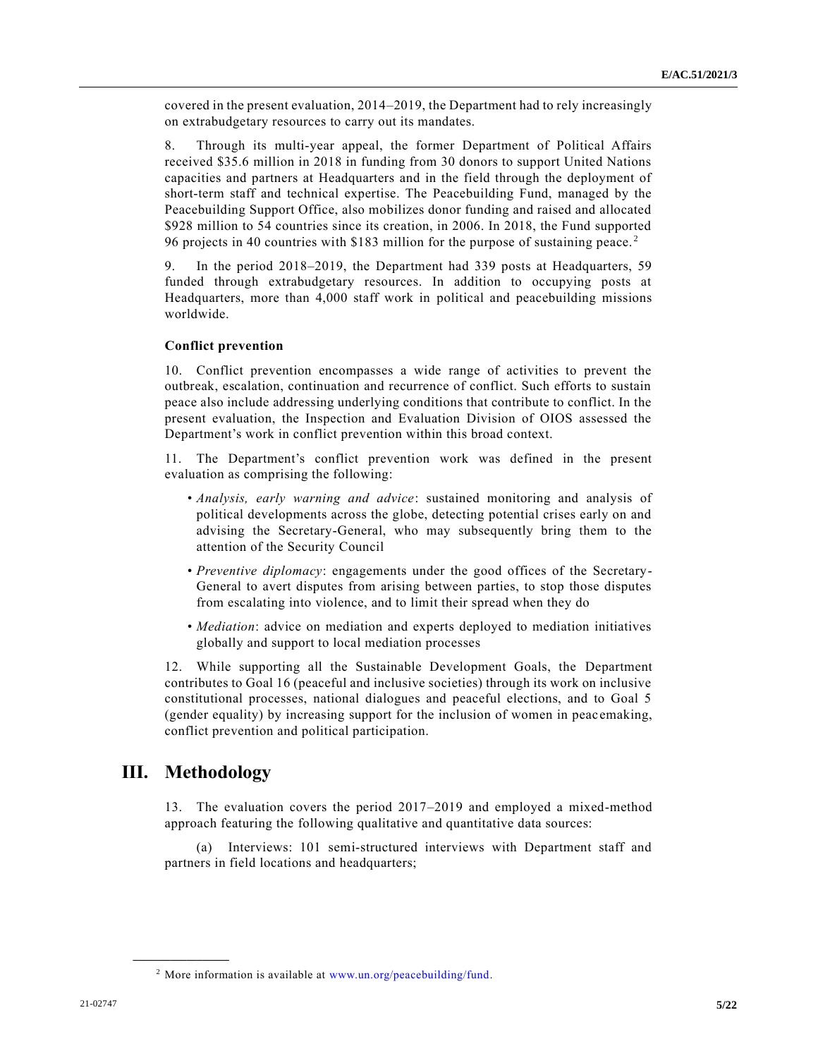covered in the present evaluation, 2014–2019, the Department had to rely increasingly on extrabudgetary resources to carry out its mandates.

8. Through its multi-year appeal, the former Department of Political Affairs received \$35.6 million in 2018 in funding from 30 donors to support United Nations capacities and partners at Headquarters and in the field through the deployment of short-term staff and technical expertise. The Peacebuilding Fund, managed by the Peacebuilding Support Office, also mobilizes donor funding and raised and allocated \$928 million to 54 countries since its creation, in 2006. In 2018, the Fund supported 96 projects in 40 countries with \$183 million for the purpose of sustaining peace.[2]

9. In the period 2018–2019, the Department had 339 posts at Headquarters, 59 funded through extrabudgetary resources. In addition to occupying posts at Headquarters, more than 4,000 staff work in political and peacebuilding missions worldwide.

**Conflict prevention**

10. Conflict prevention encompasses a wide range of activities to prevent the outbreak, escalation, continuation and recurrence of conflict. Such efforts to sustain peace also include addressing underlying conditions that contribute to conflict. In the present evaluation, the Inspection and Evaluation Division of OIOS assessed the Department's work in conflict prevention within this broad context.

11. The Department's conflict prevention work was defined in the present evaluation as comprising the following:

- *Analysis, early warning and advice*: sustained monitoring and analysis of political developments across the globe, detecting potential crises early on and advising the Secretary-General, who may subsequently bring them to the attention of the Security Council
- *Preventive diplomacy*: engagements under the good offices of the Secretary-General to avert disputes from arising between parties, to stop those disputes from escalating into violence, and to limit their spread when they do
- *Mediation*: advice on mediation and experts deployed to mediation initiatives globally and support to local mediation processes

12. While supporting all the Sustainable Development Goals, the Department contributes to Goal 16 (peaceful and inclusive societies) through its work on inclusive constitutional processes, national dialogues and peaceful elections, and to Goal 5 (gender equality) by increasing support for the inclusion of women in peacemaking, conflict prevention and political participation.

# III. Methodology

13. The evaluation covers the period 2017–2019 and employed a mixed-method approach featuring the following qualitative and quantitative data sources:

(a) Interviews: 101 semi-structured interviews with Department staff and partners in field locations and headquarters;

[2] More information is available at www.un.org/peacebuilding/fund.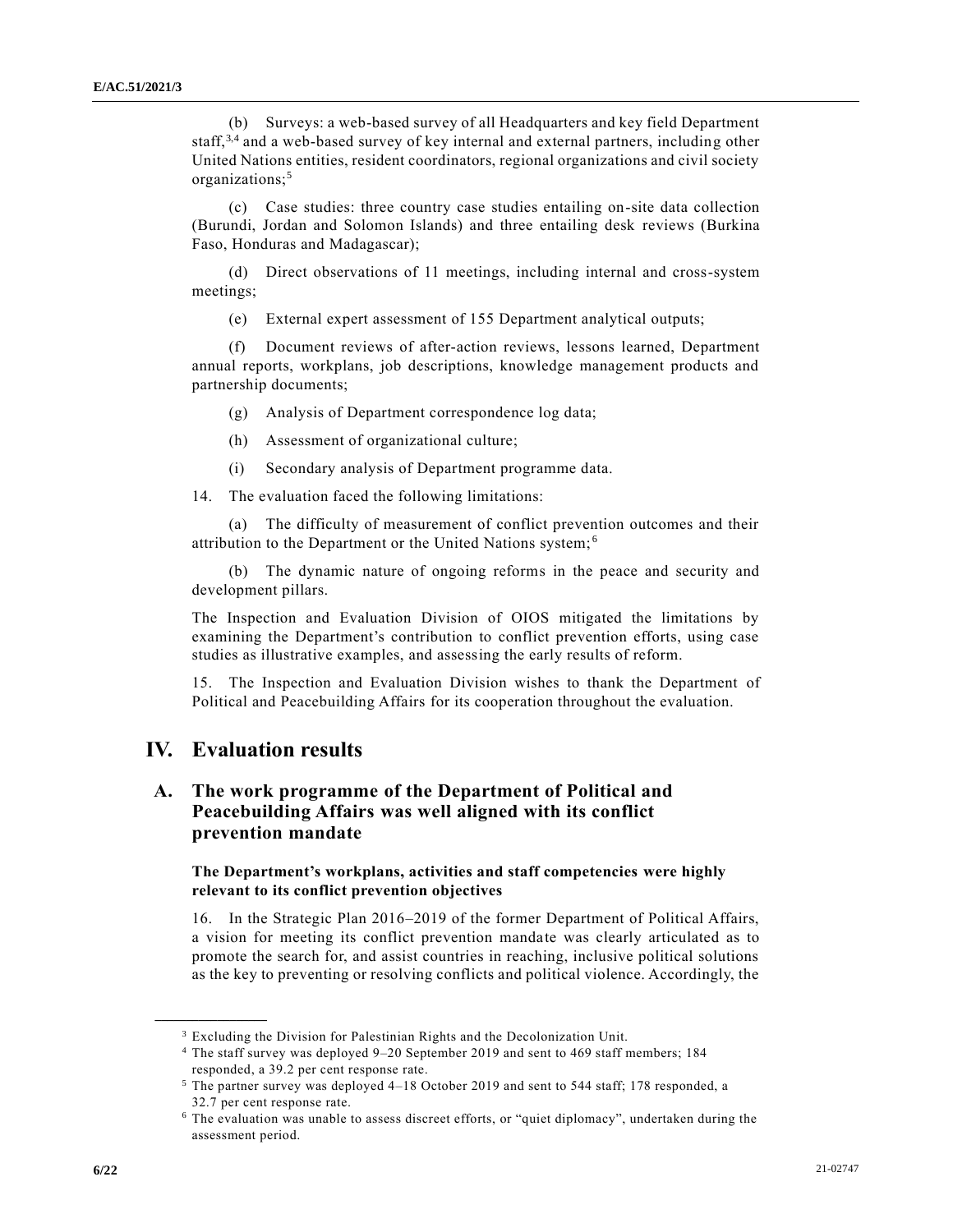(b) Surveys: a web-based survey of all Headquarters and key field Department staff,[3,4] and a web-based survey of key internal and external partners, including other United Nations entities, resident coordinators, regional organizations and civil society organizations;[5]

(c) Case studies: three country case studies entailing on-site data collection (Burundi, Jordan and Solomon Islands) and three entailing desk reviews (Burkina Faso, Honduras and Madagascar);

(d) Direct observations of 11 meetings, including internal and cross-system meetings;

(e) External expert assessment of 155 Department analytical outputs;

(f) Document reviews of after-action reviews, lessons learned, Department annual reports, workplans, job descriptions, knowledge management products and partnership documents;

(g) Analysis of Department correspondence log data;

(h) Assessment of organizational culture;

(i) Secondary analysis of Department programme data.

14. The evaluation faced the following limitations:

(a) The difficulty of measurement of conflict prevention outcomes and their attribution to the Department or the United Nations system;[6]

(b) The dynamic nature of ongoing reforms in the peace and security and development pillars.

The Inspection and Evaluation Division of OIOS mitigated the limitations by examining the Department's contribution to conflict prevention efforts, using case studies as illustrative examples, and assessing the early results of reform.

15. The Inspection and Evaluation Division wishes to thank the Department of Political and Peacebuilding Affairs for its cooperation throughout the evaluation.

# IV. Evaluation results

## A. The work programme of the Department of Political and Peacebuilding Affairs was well aligned with its conflict prevention mandate

### The Department's workplans, activities and staff competencies were highly relevant to its conflict prevention objectives

16. In the Strategic Plan 2016–2019 of the former Department of Political Affairs, a vision for meeting its conflict prevention mandate was clearly articulated as to promote the search for, and assist countries in reaching, inclusive political solutions as the key to preventing or resolving conflicts and political violence. Accordingly, the

---

[3] Excluding the Division for Palestinian Rights and the Decolonization Unit.

[4] The staff survey was deployed 9–20 September 2019 and sent to 469 staff members; 184 responded, a 39.2 per cent response rate.

[5] The partner survey was deployed 4–18 October 2019 and sent to 544 staff; 178 responded, a 32.7 per cent response rate.

[6] The evaluation was unable to assess discreet efforts, or "quiet diplomacy", undertaken during the assessment period.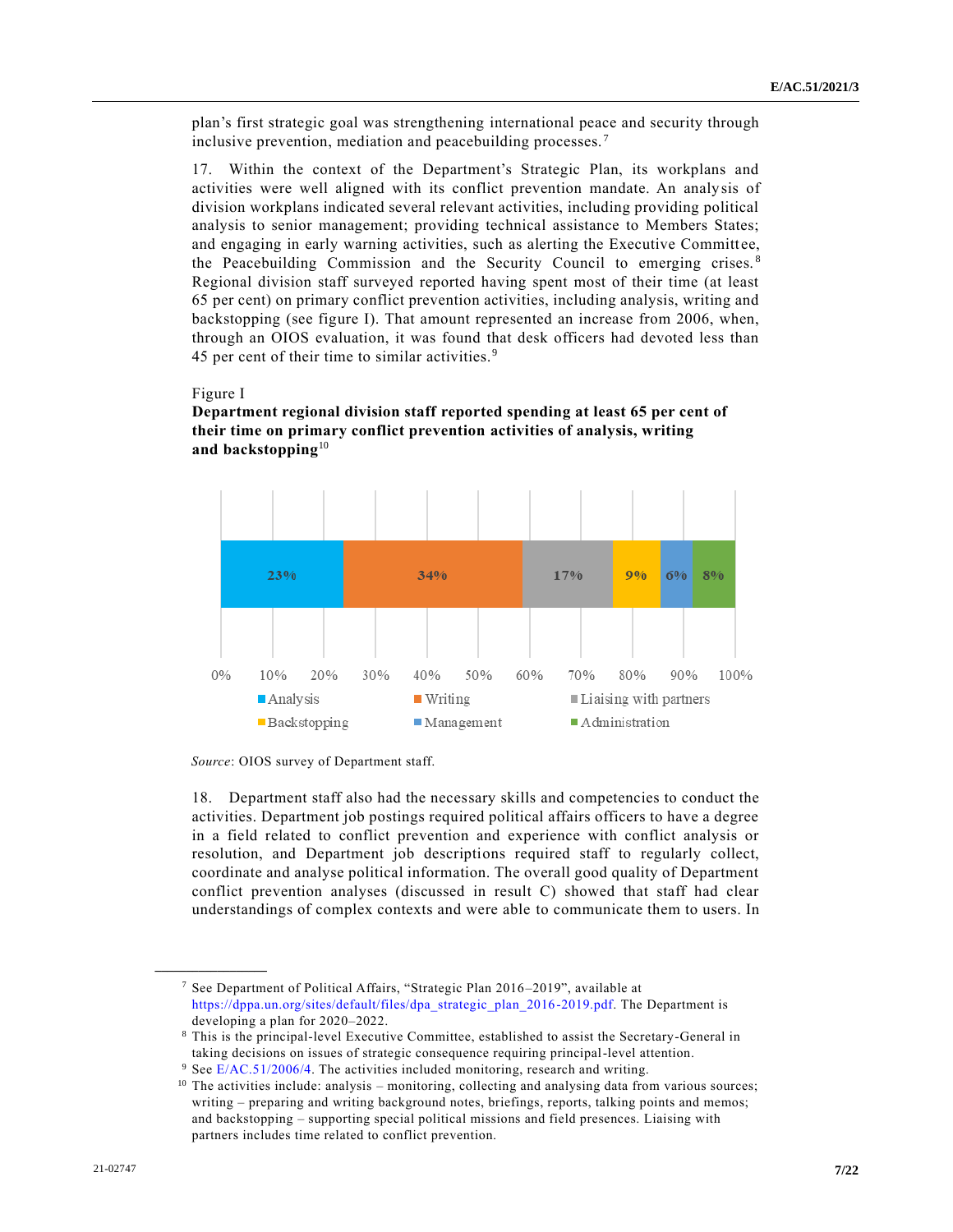plan's first strategic goal was strengthening international peace and security through inclusive prevention, mediation and peacebuilding processes.[7]

17. Within the context of the Department's Strategic Plan, its workplans and activities were well aligned with its conflict prevention mandate. An analysis of division workplans indicated several relevant activities, including providing political analysis to senior management; providing technical assistance to Members States; and engaging in early warning activities, such as alerting the Executive Committee, the Peacebuilding Commission and the Security Council to emerging crises.[8] Regional division staff surveyed reported having spent most of their time (at least 65 per cent) on primary conflict prevention activities, including analysis, writing and backstopping (see figure I). That amount represented an increase from 2006, when, through an OIOS evaluation, it was found that desk officers had devoted less than 45 per cent of their time to similar activities.[9]

Figure I
**Department regional division staff reported spending at least 65 per cent of their time on primary conflict prevention activities of analysis, writing and backstopping**[10]

| Analysis | Writing | Liaising with partners | Backstopping | Management | Administration |
|---|---|---|---|---|---|
| 23% | 34% | 17% | 9% | 6% | 8% |

*Source*: OIOS survey of Department staff.

18. Department staff also had the necessary skills and competencies to conduct the activities. Department job postings required political affairs officers to have a degree in a field related to conflict prevention and experience with conflict analysis or resolution, and Department job descriptions required staff to regularly collect, coordinate and analyse political information. The overall good quality of Department conflict prevention analyses (discussed in result C) showed that staff had clear understandings of complex contexts and were able to communicate them to users. In

---

[7] See Department of Political Affairs, "Strategic Plan 2016–2019", available at https://dppa.un.org/sites/default/files/dpa_strategic_plan_2016-2019.pdf. The Department is developing a plan for 2020–2022.

[8] This is the principal-level Executive Committee, established to assist the Secretary-General in taking decisions on issues of strategic consequence requiring principal-level attention.

[9] See E/AC.51/2006/4. The activities included monitoring, research and writing.

[10] The activities include: analysis – monitoring, collecting and analysing data from various sources; writing – preparing and writing background notes, briefings, reports, talking points and memos; and backstopping – supporting special political missions and field presences. Liaising with partners includes time related to conflict prevention.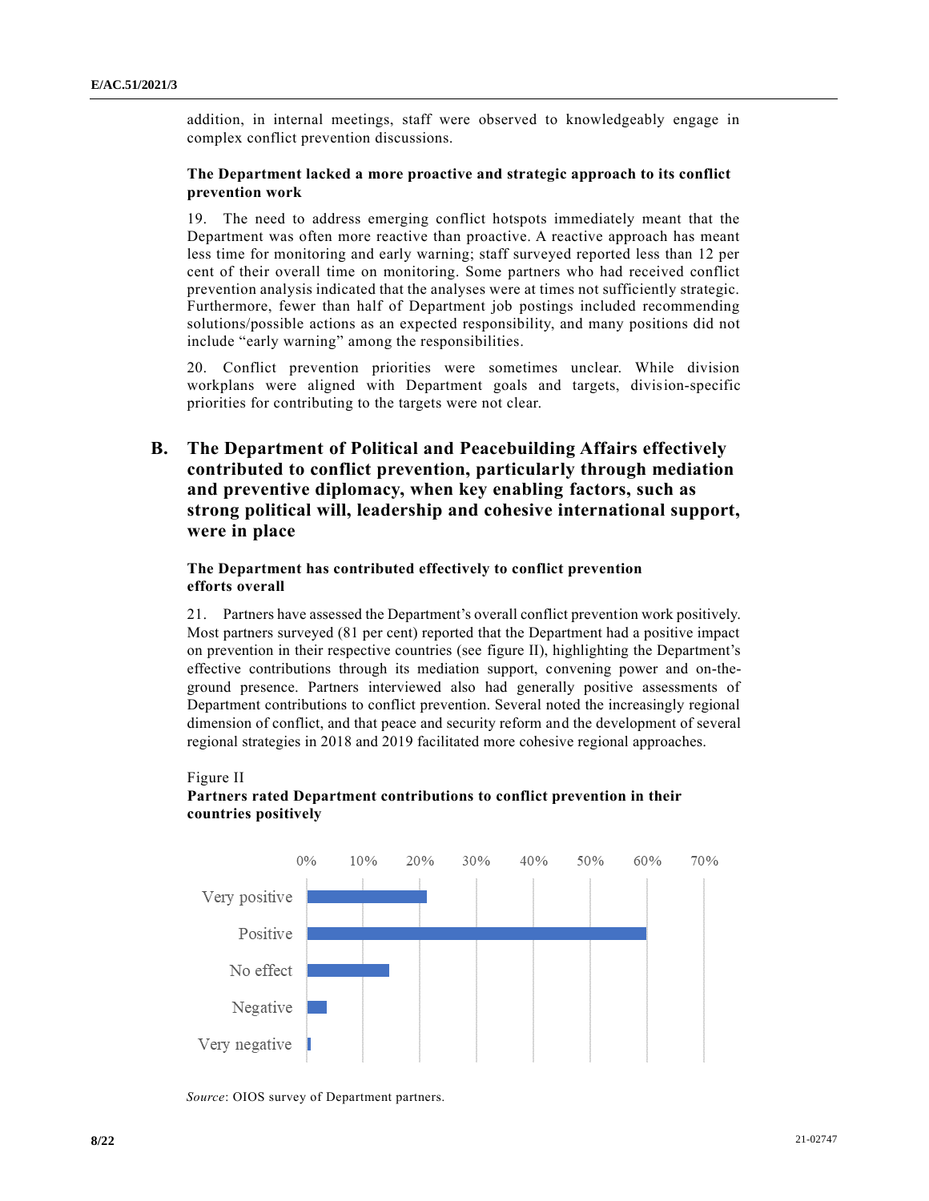addition, in internal meetings, staff were observed to knowledgeably engage in complex conflict prevention discussions.

**The Department lacked a more proactive and strategic approach to its conflict prevention work**

19. The need to address emerging conflict hotspots immediately meant that the Department was often more reactive than proactive. A reactive approach has meant less time for monitoring and early warning; staff surveyed reported less than 12 per cent of their overall time on monitoring. Some partners who had received conflict prevention analysis indicated that the analyses were at times not sufficiently strategic. Furthermore, fewer than half of Department job postings included recommending solutions/possible actions as an expected responsibility, and many positions did not include "early warning" among the responsibilities.

20. Conflict prevention priorities were sometimes unclear. While division workplans were aligned with Department goals and targets, division-specific priorities for contributing to the targets were not clear.

## B. The Department of Political and Peacebuilding Affairs effectively contributed to conflict prevention, particularly through mediation and preventive diplomacy, when key enabling factors, such as strong political will, leadership and cohesive international support, were in place

**The Department has contributed effectively to conflict prevention efforts overall**

21. Partners have assessed the Department's overall conflict prevention work positively. Most partners surveyed (81 per cent) reported that the Department had a positive impact on prevention in their respective countries (see figure II), highlighting the Department's effective contributions through its mediation support, convening power and on-the-ground presence. Partners interviewed also had generally positive assessments of Department contributions to conflict prevention. Several noted the increasingly regional dimension of conflict, and that peace and security reform and the development of several regional strategies in 2018 and 2019 facilitated more cohesive regional approaches.

Figure II
**Partners rated Department contributions to conflict prevention in their countries positively**

*Source*: OIOS survey of Department partners.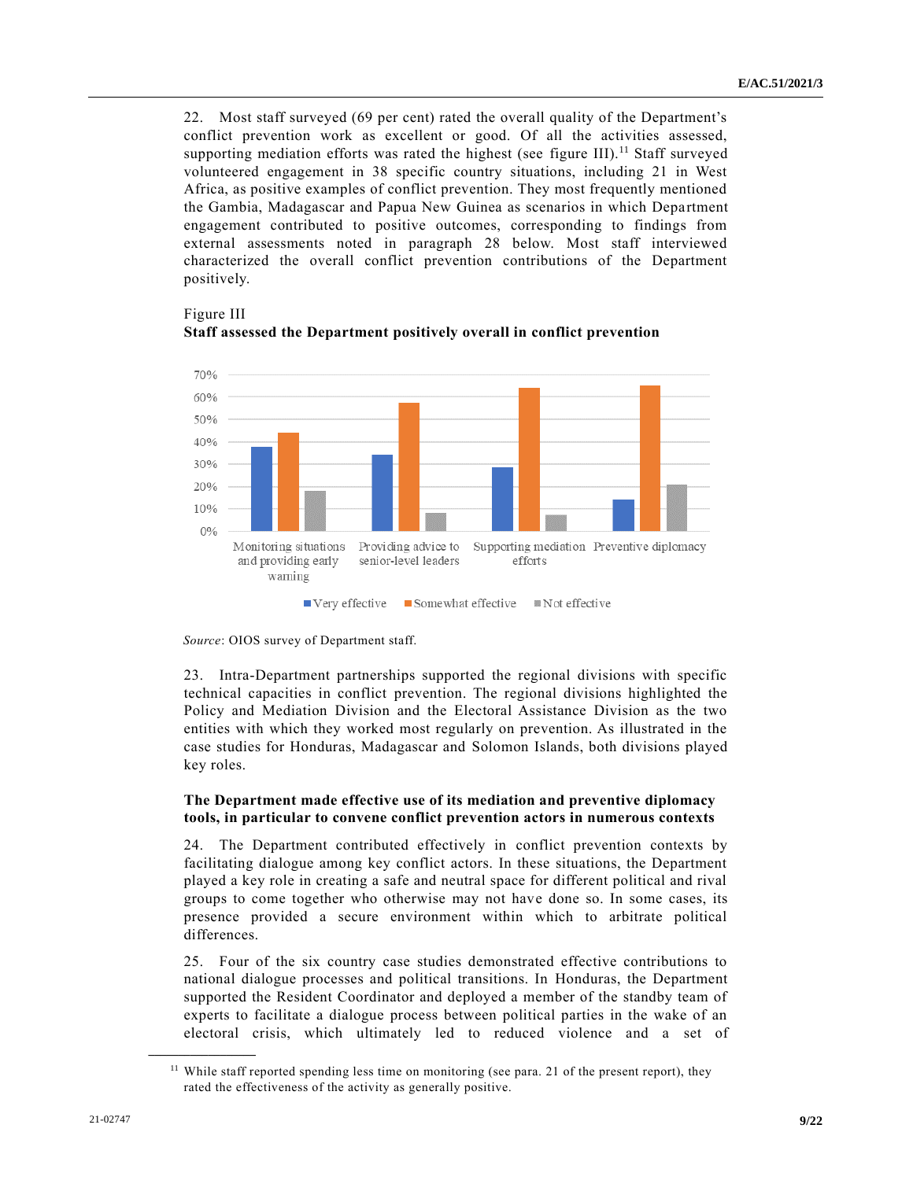22. Most staff surveyed (69 per cent) rated the overall quality of the Department's conflict prevention work as excellent or good. Of all the activities assessed, supporting mediation efforts was rated the highest (see figure III).[11] Staff surveyed volunteered engagement in 38 specific country situations, including 21 in West Africa, as positive examples of conflict prevention. They most frequently mentioned the Gambia, Madagascar and Papua New Guinea as scenarios in which Department engagement contributed to positive outcomes, corresponding to findings from external assessments noted in paragraph 28 below. Most staff interviewed characterized the overall conflict prevention contributions of the Department positively.

Figure III
**Staff assessed the Department positively overall in conflict prevention**

| | Very effective | Somewhat effective | Not effective |
|---|---|---|---|
| Monitoring situations and providing early warning | 38% | 44% | 18% |
| Providing advice to senior-level leaders | 34% | 57% | 8% |
| Supporting mediation efforts | 28% | 64% | 7% |
| Preventive diplomacy | 14% | 65% | 21% |

*Source*: OIOS survey of Department staff.

23. Intra-Department partnerships supported the regional divisions with specific technical capacities in conflict prevention. The regional divisions highlighted the Policy and Mediation Division and the Electoral Assistance Division as the two entities with which they worked most regularly on prevention. As illustrated in the case studies for Honduras, Madagascar and Solomon Islands, both divisions played key roles.

**The Department made effective use of its mediation and preventive diplomacy tools, in particular to convene conflict prevention actors in numerous contexts**

24. The Department contributed effectively in conflict prevention contexts by facilitating dialogue among key conflict actors. In these situations, the Department played a key role in creating a safe and neutral space for different political and rival groups to come together who otherwise may not have done so. In some cases, its presence provided a secure environment within which to arbitrate political differences.

25. Four of the six country case studies demonstrated effective contributions to national dialogue processes and political transitions. In Honduras, the Department supported the Resident Coordinator and deployed a member of the standby team of experts to facilitate a dialogue process between political parties in the wake of an electoral crisis, which ultimately led to reduced violence and a set of

[11] While staff reported spending less time on monitoring (see para. 21 of the present report), they rated the effectiveness of the activity as generally positive.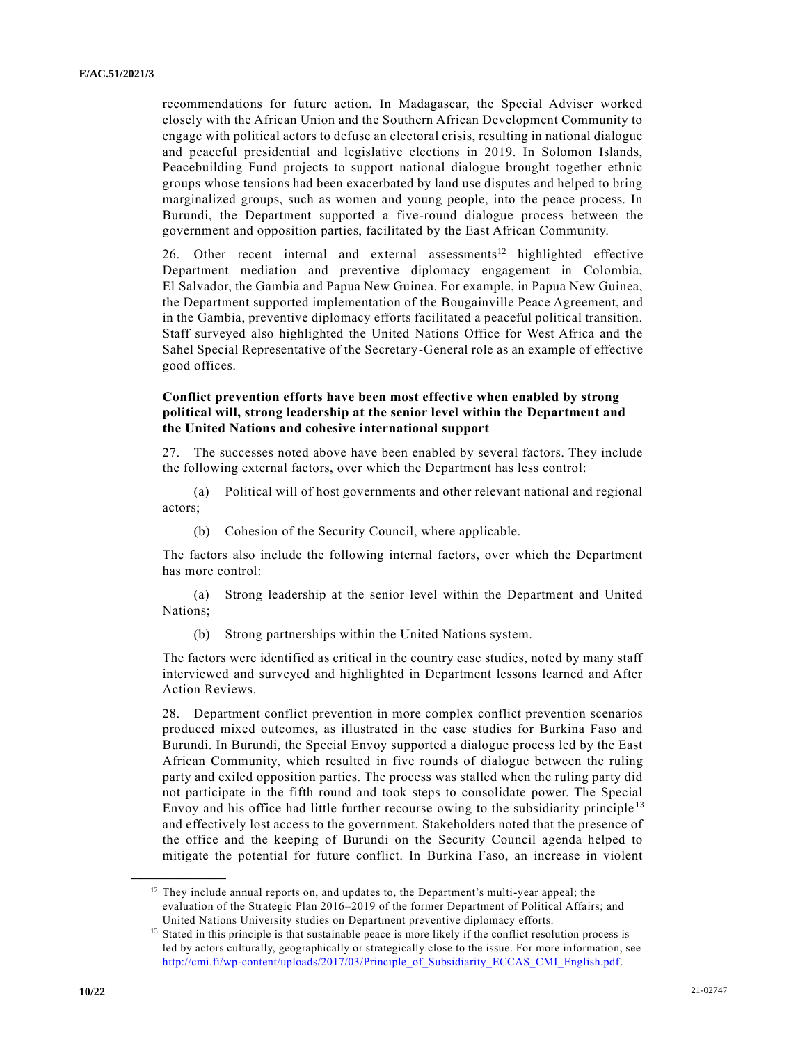recommendations for future action. In Madagascar, the Special Adviser worked closely with the African Union and the Southern African Development Community to engage with political actors to defuse an electoral crisis, resulting in national dialogue and peaceful presidential and legislative elections in 2019. In Solomon Islands, Peacebuilding Fund projects to support national dialogue brought together ethnic groups whose tensions had been exacerbated by land use disputes and helped to bring marginalized groups, such as women and young people, into the peace process. In Burundi, the Department supported a five-round dialogue process between the government and opposition parties, facilitated by the East African Community.

26. Other recent internal and external assessments[12] highlighted effective Department mediation and preventive diplomacy engagement in Colombia, El Salvador, the Gambia and Papua New Guinea. For example, in Papua New Guinea, the Department supported implementation of the Bougainville Peace Agreement, and in the Gambia, preventive diplomacy efforts facilitated a peaceful political transition. Staff surveyed also highlighted the United Nations Office for West Africa and the Sahel Special Representative of the Secretary-General role as an example of effective good offices.

**Conflict prevention efforts have been most effective when enabled by strong political will, strong leadership at the senior level within the Department and the United Nations and cohesive international support**

27. The successes noted above have been enabled by several factors. They include the following external factors, over which the Department has less control:

(a) Political will of host governments and other relevant national and regional actors;

(b) Cohesion of the Security Council, where applicable.

The factors also include the following internal factors, over which the Department has more control:

(a) Strong leadership at the senior level within the Department and United Nations;

(b) Strong partnerships within the United Nations system.

The factors were identified as critical in the country case studies, noted by many staff interviewed and surveyed and highlighted in Department lessons learned and After Action Reviews.

28. Department conflict prevention in more complex conflict prevention scenarios produced mixed outcomes, as illustrated in the case studies for Burkina Faso and Burundi. In Burundi, the Special Envoy supported a dialogue process led by the East African Community, which resulted in five rounds of dialogue between the ruling party and exiled opposition parties. The process was stalled when the ruling party did not participate in the fifth round and took steps to consolidate power. The Special Envoy and his office had little further recourse owing to the subsidiarity principle[13] and effectively lost access to the government. Stakeholders noted that the presence of the office and the keeping of Burundi on the Security Council agenda helped to mitigate the potential for future conflict. In Burkina Faso, an increase in violent

---

[12] They include annual reports on, and updates to, the Department's multi-year appeal; the evaluation of the Strategic Plan 2016–2019 of the former Department of Political Affairs; and United Nations University studies on Department preventive diplomacy efforts.

[13] Stated in this principle is that sustainable peace is more likely if the conflict resolution process is led by actors culturally, geographically or strategically close to the issue. For more information, see http://cmi.fi/wp-content/uploads/2017/03/Principle_of_Subsidiarity_ECCAS_CMI_English.pdf.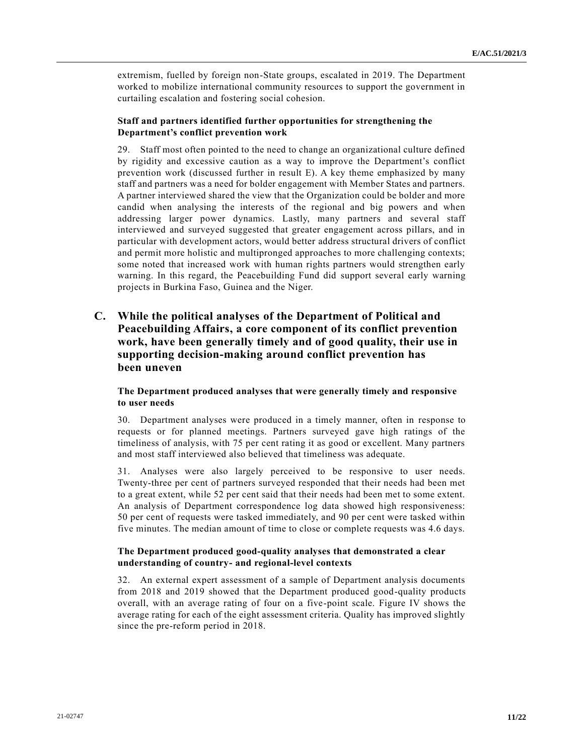extremism, fuelled by foreign non-State groups, escalated in 2019. The Department worked to mobilize international community resources to support the government in curtailing escalation and fostering social cohesion.

#### Staff and partners identified further opportunities for strengthening the Department's conflict prevention work

29. Staff most often pointed to the need to change an organizational culture defined by rigidity and excessive caution as a way to improve the Department's conflict prevention work (discussed further in result E). A key theme emphasized by many staff and partners was a need for bolder engagement with Member States and partners. A partner interviewed shared the view that the Organization could be bolder and more candid when analysing the interests of the regional and big powers and when addressing larger power dynamics. Lastly, many partners and several staff interviewed and surveyed suggested that greater engagement across pillars, and in particular with development actors, would better address structural drivers of conflict and permit more holistic and multipronged approaches to more challenging contexts; some noted that increased work with human rights partners would strengthen early warning. In this regard, the Peacebuilding Fund did support several early warning projects in Burkina Faso, Guinea and the Niger.

### C. While the political analyses of the Department of Political and Peacebuilding Affairs, a core component of its conflict prevention work, have been generally timely and of good quality, their use in supporting decision-making around conflict prevention has been uneven

#### The Department produced analyses that were generally timely and responsive to user needs

30. Department analyses were produced in a timely manner, often in response to requests or for planned meetings. Partners surveyed gave high ratings of the timeliness of analysis, with 75 per cent rating it as good or excellent. Many partners and most staff interviewed also believed that timeliness was adequate.

31. Analyses were also largely perceived to be responsive to user needs. Twenty-three per cent of partners surveyed responded that their needs had been met to a great extent, while 52 per cent said that their needs had been met to some extent. An analysis of Department correspondence log data showed high responsiveness: 50 per cent of requests were tasked immediately, and 90 per cent were tasked within five minutes. The median amount of time to close or complete requests was 4.6 days.

#### The Department produced good-quality analyses that demonstrated a clear understanding of country- and regional-level contexts

32. An external expert assessment of a sample of Department analysis documents from 2018 and 2019 showed that the Department produced good-quality products overall, with an average rating of four on a five-point scale. Figure IV shows the average rating for each of the eight assessment criteria. Quality has improved slightly since the pre-reform period in 2018.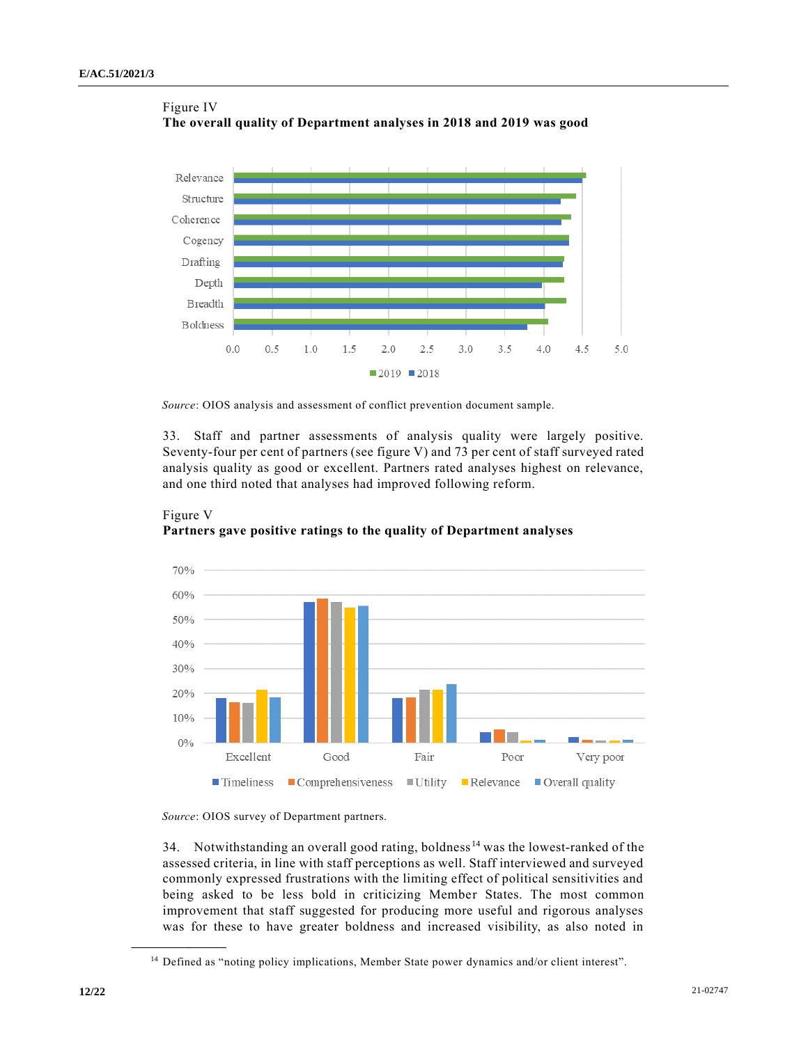Figure IV
**The overall quality of Department analyses in 2018 and 2019 was good**

Source: OIOS analysis and assessment of conflict prevention document sample.

33. Staff and partner assessments of analysis quality were largely positive. Seventy-four per cent of partners (see figure V) and 73 per cent of staff surveyed rated analysis quality as good or excellent. Partners rated analyses highest on relevance, and one third noted that analyses had improved following reform.

Figure V
**Partners gave positive ratings to the quality of Department analyses**

*Source*: OIOS survey of Department partners.

34. Notwithstanding an overall good rating, boldness[14] was the lowest-ranked of the assessed criteria, in line with staff perceptions as well. Staff interviewed and surveyed commonly expressed frustrations with the limiting effect of political sensitivities and being asked to be less bold in criticizing Member States. The most common improvement that staff suggested for producing more useful and rigorous analyses was for these to have greater boldness and increased visibility, as also noted in

[14] Defined as "noting policy implications, Member State power dynamics and/or client interest".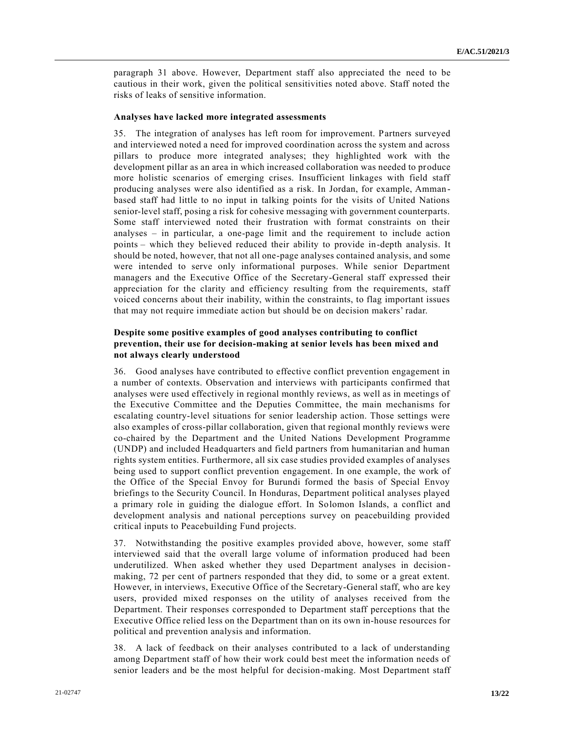paragraph 31 above. However, Department staff also appreciated the need to be cautious in their work, given the political sensitivities noted above. Staff noted the risks of leaks of sensitive information.

**Analyses have lacked more integrated assessments**

35. The integration of analyses has left room for improvement. Partners surveyed and interviewed noted a need for improved coordination across the system and across pillars to produce more integrated analyses; they highlighted work with the development pillar as an area in which increased collaboration was needed to produce more holistic scenarios of emerging crises. Insufficient linkages with field staff producing analyses were also identified as a risk. In Jordan, for example, Amman-based staff had little to no input in talking points for the visits of United Nations senior-level staff, posing a risk for cohesive messaging with government counterparts. Some staff interviewed noted their frustration with format constraints on their analyses – in particular, a one-page limit and the requirement to include action points – which they believed reduced their ability to provide in-depth analysis. It should be noted, however, that not all one-page analyses contained analysis, and some were intended to serve only informational purposes. While senior Department managers and the Executive Office of the Secretary-General staff expressed their appreciation for the clarity and efficiency resulting from the requirements, staff voiced concerns about their inability, within the constraints, to flag important issues that may not require immediate action but should be on decision makers' radar.

**Despite some positive examples of good analyses contributing to conflict prevention, their use for decision-making at senior levels has been mixed and not always clearly understood**

36. Good analyses have contributed to effective conflict prevention engagement in a number of contexts. Observation and interviews with participants confirmed that analyses were used effectively in regional monthly reviews, as well as in meetings of the Executive Committee and the Deputies Committee, the main mechanisms for escalating country-level situations for senior leadership action. Those settings were also examples of cross-pillar collaboration, given that regional monthly reviews were co-chaired by the Department and the United Nations Development Programme (UNDP) and included Headquarters and field partners from humanitarian and human rights system entities. Furthermore, all six case studies provided examples of analyses being used to support conflict prevention engagement. In one example, the work of the Office of the Special Envoy for Burundi formed the basis of Special Envoy briefings to the Security Council. In Honduras, Department political analyses played a primary role in guiding the dialogue effort. In Solomon Islands, a conflict and development analysis and national perceptions survey on peacebuilding provided critical inputs to Peacebuilding Fund projects.

37. Notwithstanding the positive examples provided above, however, some staff interviewed said that the overall large volume of information produced had been underutilized. When asked whether they used Department analyses in decision-making, 72 per cent of partners responded that they did, to some or a great extent. However, in interviews, Executive Office of the Secretary-General staff, who are key users, provided mixed responses on the utility of analyses received from the Department. Their responses corresponded to Department staff perceptions that the Executive Office relied less on the Department than on its own in-house resources for political and prevention analysis and information.

38. A lack of feedback on their analyses contributed to a lack of understanding among Department staff of how their work could best meet the information needs of senior leaders and be the most helpful for decision-making. Most Department staff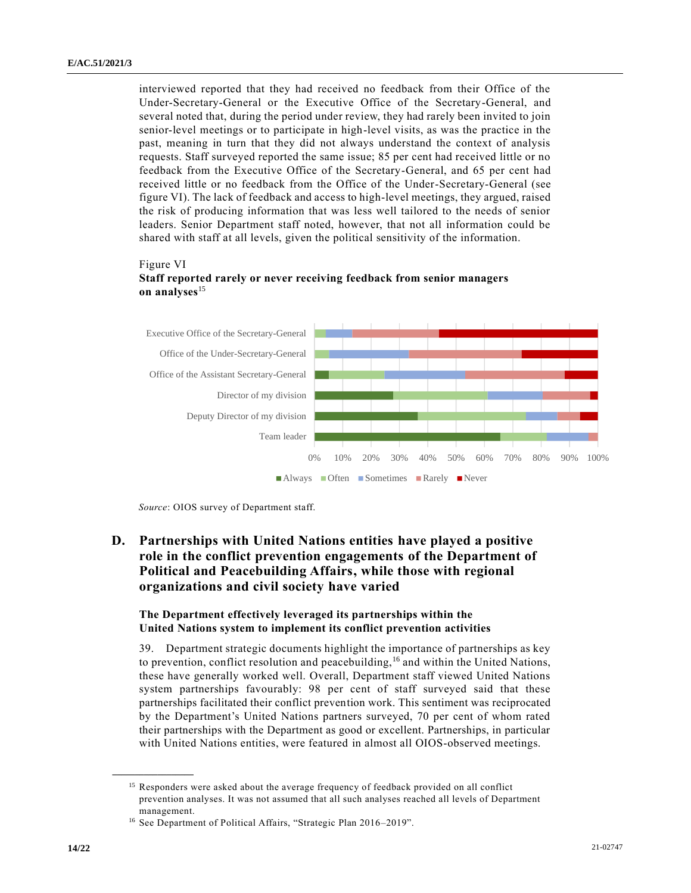interviewed reported that they had received no feedback from their Office of the Under-Secretary-General or the Executive Office of the Secretary-General, and several noted that, during the period under review, they had rarely been invited to join senior-level meetings or to participate in high-level visits, as was the practice in the past, meaning in turn that they did not always understand the context of analysis requests. Staff surveyed reported the same issue; 85 per cent had received little or no feedback from the Executive Office of the Secretary-General, and 65 per cent had received little or no feedback from the Office of the Under-Secretary-General (see figure VI). The lack of feedback and access to high-level meetings, they argued, raised the risk of producing information that was less well tailored to the needs of senior leaders. Senior Department staff noted, however, that not all information could be shared with staff at all levels, given the political sensitivity of the information.

Figure VI

**Staff reported rarely or never receiving feedback from senior managers on analyses**[15]

*Source*: OIOS survey of Department staff.

## D. Partnerships with United Nations entities have played a positive role in the conflict prevention engagements of the Department of Political and Peacebuilding Affairs, while those with regional organizations and civil society have varied

### The Department effectively leveraged its partnerships within the United Nations system to implement its conflict prevention activities

39. Department strategic documents highlight the importance of partnerships as key to prevention, conflict resolution and peacebuilding,[16] and within the United Nations, these have generally worked well. Overall, Department staff viewed United Nations system partnerships favourably: 98 per cent of staff surveyed said that these partnerships facilitated their conflict prevention work. This sentiment was reciprocated by the Department's United Nations partners surveyed, 70 per cent of whom rated their partnerships with the Department as good or excellent. Partnerships, in particular with United Nations entities, were featured in almost all OIOS-observed meetings.

---

[15] Responders were asked about the average frequency of feedback provided on all conflict prevention analyses. It was not assumed that all such analyses reached all levels of Department management.

[16] See Department of Political Affairs, "Strategic Plan 2016–2019".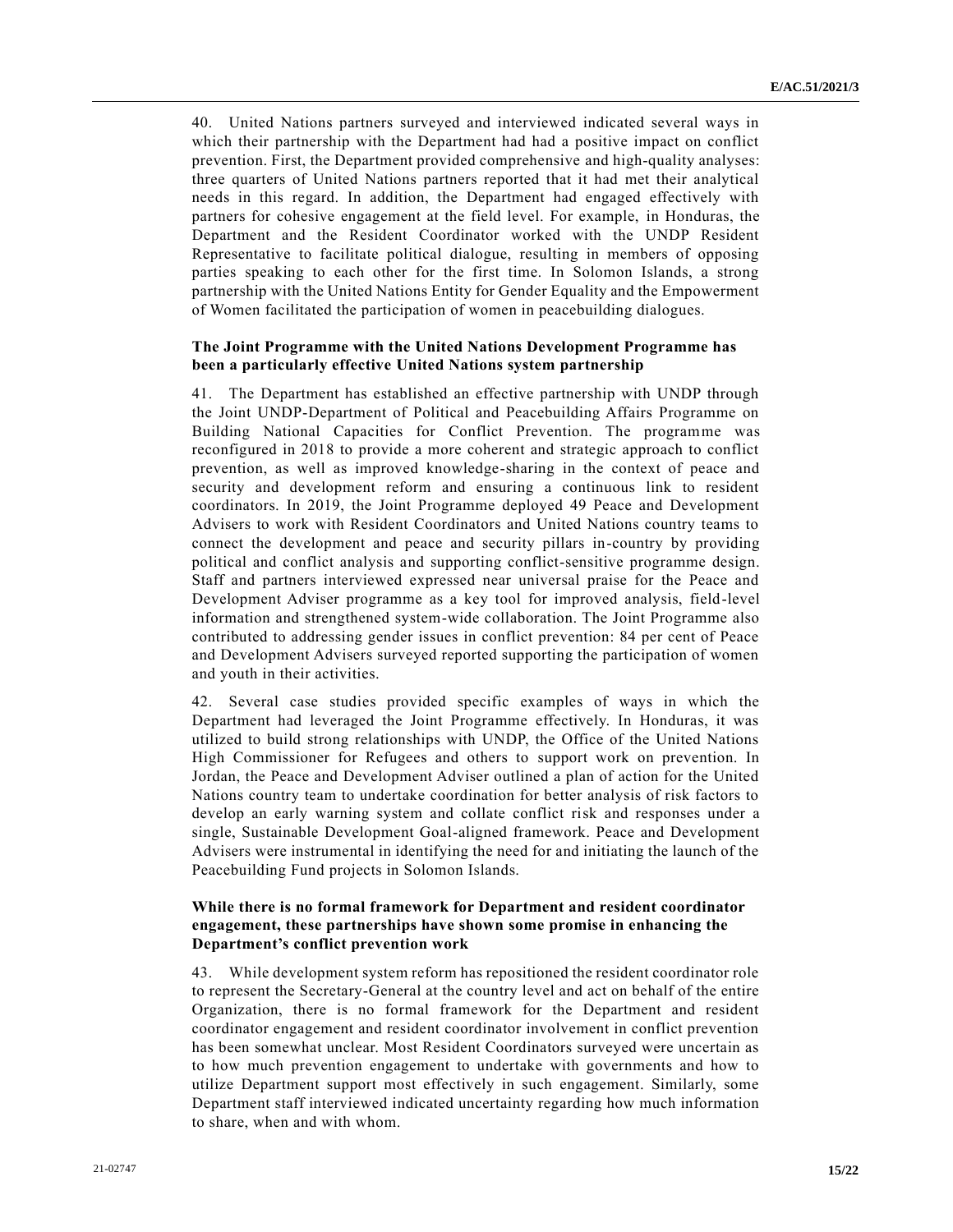40. United Nations partners surveyed and interviewed indicated several ways in which their partnership with the Department had had a positive impact on conflict prevention. First, the Department provided comprehensive and high-quality analyses: three quarters of United Nations partners reported that it had met their analytical needs in this regard. In addition, the Department had engaged effectively with partners for cohesive engagement at the field level. For example, in Honduras, the Department and the Resident Coordinator worked with the UNDP Resident Representative to facilitate political dialogue, resulting in members of opposing parties speaking to each other for the first time. In Solomon Islands, a strong partnership with the United Nations Entity for Gender Equality and the Empowerment of Women facilitated the participation of women in peacebuilding dialogues.

**The Joint Programme with the United Nations Development Programme has been a particularly effective United Nations system partnership**

41. The Department has established an effective partnership with UNDP through the Joint UNDP-Department of Political and Peacebuilding Affairs Programme on Building National Capacities for Conflict Prevention. The programme was reconfigured in 2018 to provide a more coherent and strategic approach to conflict prevention, as well as improved knowledge-sharing in the context of peace and security and development reform and ensuring a continuous link to resident coordinators. In 2019, the Joint Programme deployed 49 Peace and Development Advisers to work with Resident Coordinators and United Nations country teams to connect the development and peace and security pillars in-country by providing political and conflict analysis and supporting conflict-sensitive programme design. Staff and partners interviewed expressed near universal praise for the Peace and Development Adviser programme as a key tool for improved analysis, field-level information and strengthened system-wide collaboration. The Joint Programme also contributed to addressing gender issues in conflict prevention: 84 per cent of Peace and Development Advisers surveyed reported supporting the participation of women and youth in their activities.

42. Several case studies provided specific examples of ways in which the Department had leveraged the Joint Programme effectively. In Honduras, it was utilized to build strong relationships with UNDP, the Office of the United Nations High Commissioner for Refugees and others to support work on prevention. In Jordan, the Peace and Development Adviser outlined a plan of action for the United Nations country team to undertake coordination for better analysis of risk factors to develop an early warning system and collate conflict risk and responses under a single, Sustainable Development Goal-aligned framework. Peace and Development Advisers were instrumental in identifying the need for and initiating the launch of the Peacebuilding Fund projects in Solomon Islands.

**While there is no formal framework for Department and resident coordinator engagement, these partnerships have shown some promise in enhancing the Department's conflict prevention work**

43. While development system reform has repositioned the resident coordinator role to represent the Secretary-General at the country level and act on behalf of the entire Organization, there is no formal framework for the Department and resident coordinator engagement and resident coordinator involvement in conflict prevention has been somewhat unclear. Most Resident Coordinators surveyed were uncertain as to how much prevention engagement to undertake with governments and how to utilize Department support most effectively in such engagement. Similarly, some Department staff interviewed indicated uncertainty regarding how much information to share, when and with whom.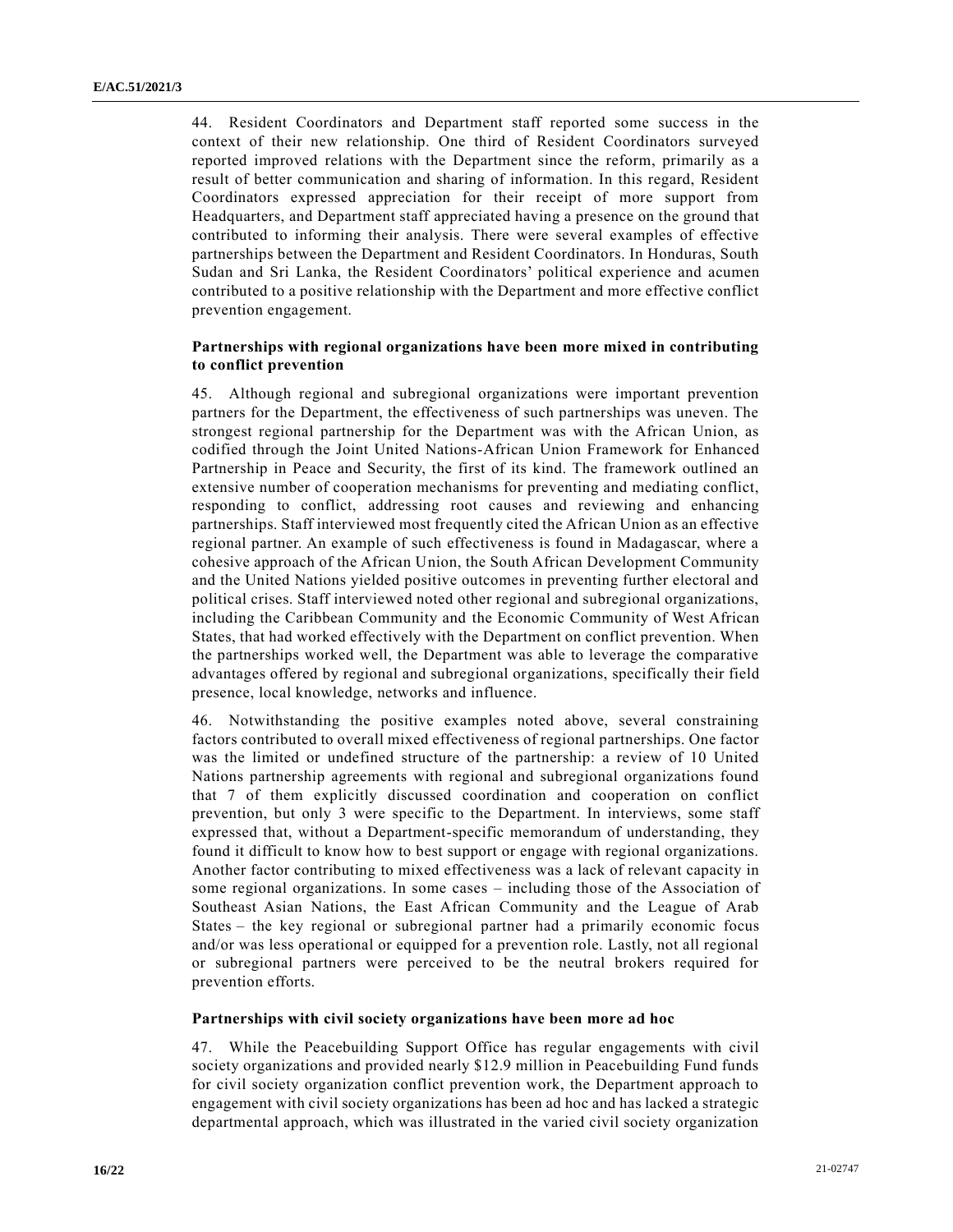44. Resident Coordinators and Department staff reported some success in the context of their new relationship. One third of Resident Coordinators surveyed reported improved relations with the Department since the reform, primarily as a result of better communication and sharing of information. In this regard, Resident Coordinators expressed appreciation for their receipt of more support from Headquarters, and Department staff appreciated having a presence on the ground that contributed to informing their analysis. There were several examples of effective partnerships between the Department and Resident Coordinators. In Honduras, South Sudan and Sri Lanka, the Resident Coordinators' political experience and acumen contributed to a positive relationship with the Department and more effective conflict prevention engagement.

### Partnerships with regional organizations have been more mixed in contributing to conflict prevention

45. Although regional and subregional organizations were important prevention partners for the Department, the effectiveness of such partnerships was uneven. The strongest regional partnership for the Department was with the African Union, as codified through the Joint United Nations-African Union Framework for Enhanced Partnership in Peace and Security, the first of its kind. The framework outlined an extensive number of cooperation mechanisms for preventing and mediating conflict, responding to conflict, addressing root causes and reviewing and enhancing partnerships. Staff interviewed most frequently cited the African Union as an effective regional partner. An example of such effectiveness is found in Madagascar, where a cohesive approach of the African Union, the South African Development Community and the United Nations yielded positive outcomes in preventing further electoral and political crises. Staff interviewed noted other regional and subregional organizations, including the Caribbean Community and the Economic Community of West African States, that had worked effectively with the Department on conflict prevention. When the partnerships worked well, the Department was able to leverage the comparative advantages offered by regional and subregional organizations, specifically their field presence, local knowledge, networks and influence.

46. Notwithstanding the positive examples noted above, several constraining factors contributed to overall mixed effectiveness of regional partnerships. One factor was the limited or undefined structure of the partnership: a review of 10 United Nations partnership agreements with regional and subregional organizations found that 7 of them explicitly discussed coordination and cooperation on conflict prevention, but only 3 were specific to the Department. In interviews, some staff expressed that, without a Department-specific memorandum of understanding, they found it difficult to know how to best support or engage with regional organizations. Another factor contributing to mixed effectiveness was a lack of relevant capacity in some regional organizations. In some cases – including those of the Association of Southeast Asian Nations, the East African Community and the League of Arab States – the key regional or subregional partner had a primarily economic focus and/or was less operational or equipped for a prevention role. Lastly, not all regional or subregional partners were perceived to be the neutral brokers required for prevention efforts.

### Partnerships with civil society organizations have been more ad hoc

47. While the Peacebuilding Support Office has regular engagements with civil society organizations and provided nearly $12.9 million in Peacebuilding Fund funds for civil society organization conflict prevention work, the Department approach to engagement with civil society organizations has been ad hoc and has lacked a strategic departmental approach, which was illustrated in the varied civil society organization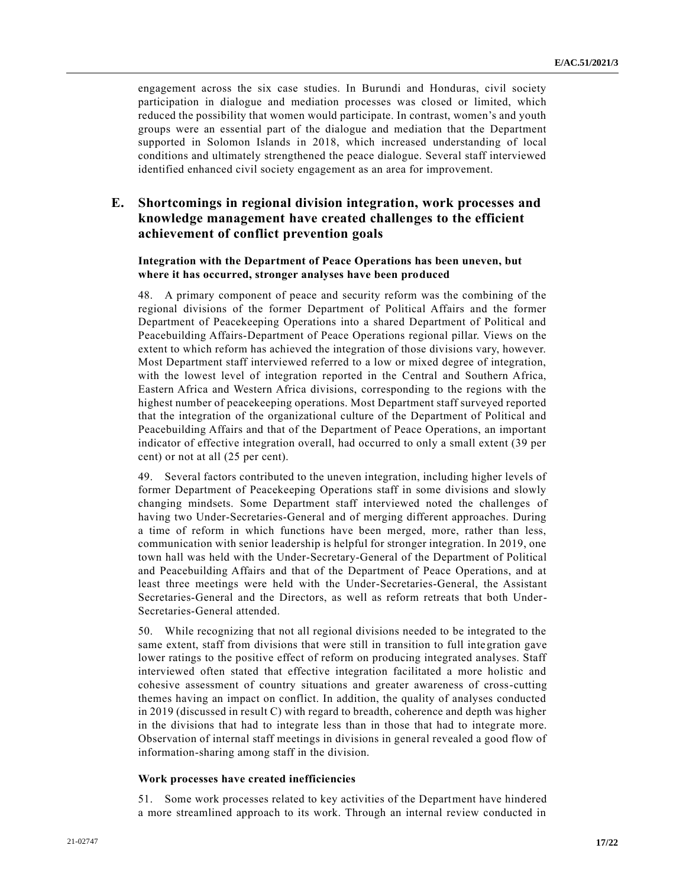engagement across the six case studies. In Burundi and Honduras, civil society participation in dialogue and mediation processes was closed or limited, which reduced the possibility that women would participate. In contrast, women's and youth groups were an essential part of the dialogue and mediation that the Department supported in Solomon Islands in 2018, which increased understanding of local conditions and ultimately strengthened the peace dialogue. Several staff interviewed identified enhanced civil society engagement as an area for improvement.

## E. Shortcomings in regional division integration, work processes and knowledge management have created challenges to the efficient achievement of conflict prevention goals

### Integration with the Department of Peace Operations has been uneven, but where it has occurred, stronger analyses have been produced

48. A primary component of peace and security reform was the combining of the regional divisions of the former Department of Political Affairs and the former Department of Peacekeeping Operations into a shared Department of Political and Peacebuilding Affairs-Department of Peace Operations regional pillar. Views on the extent to which reform has achieved the integration of those divisions vary, however. Most Department staff interviewed referred to a low or mixed degree of integration, with the lowest level of integration reported in the Central and Southern Africa, Eastern Africa and Western Africa divisions, corresponding to the regions with the highest number of peacekeeping operations. Most Department staff surveyed reported that the integration of the organizational culture of the Department of Political and Peacebuilding Affairs and that of the Department of Peace Operations, an important indicator of effective integration overall, had occurred to only a small extent (39 per cent) or not at all (25 per cent).

49. Several factors contributed to the uneven integration, including higher levels of former Department of Peacekeeping Operations staff in some divisions and slowly changing mindsets. Some Department staff interviewed noted the challenges of having two Under-Secretaries-General and of merging different approaches. During a time of reform in which functions have been merged, more, rather than less, communication with senior leadership is helpful for stronger integration. In 2019, one town hall was held with the Under-Secretary-General of the Department of Political and Peacebuilding Affairs and that of the Department of Peace Operations, and at least three meetings were held with the Under-Secretaries-General, the Assistant Secretaries-General and the Directors, as well as reform retreats that both Under-Secretaries-General attended.

50. While recognizing that not all regional divisions needed to be integrated to the same extent, staff from divisions that were still in transition to full integration gave lower ratings to the positive effect of reform on producing integrated analyses. Staff interviewed often stated that effective integration facilitated a more holistic and cohesive assessment of country situations and greater awareness of cross-cutting themes having an impact on conflict. In addition, the quality of analyses conducted in 2019 (discussed in result C) with regard to breadth, coherence and depth was higher in the divisions that had to integrate less than in those that had to integrate more. Observation of internal staff meetings in divisions in general revealed a good flow of information-sharing among staff in the division.

### Work processes have created inefficiencies

51. Some work processes related to key activities of the Department have hindered a more streamlined approach to its work. Through an internal review conducted in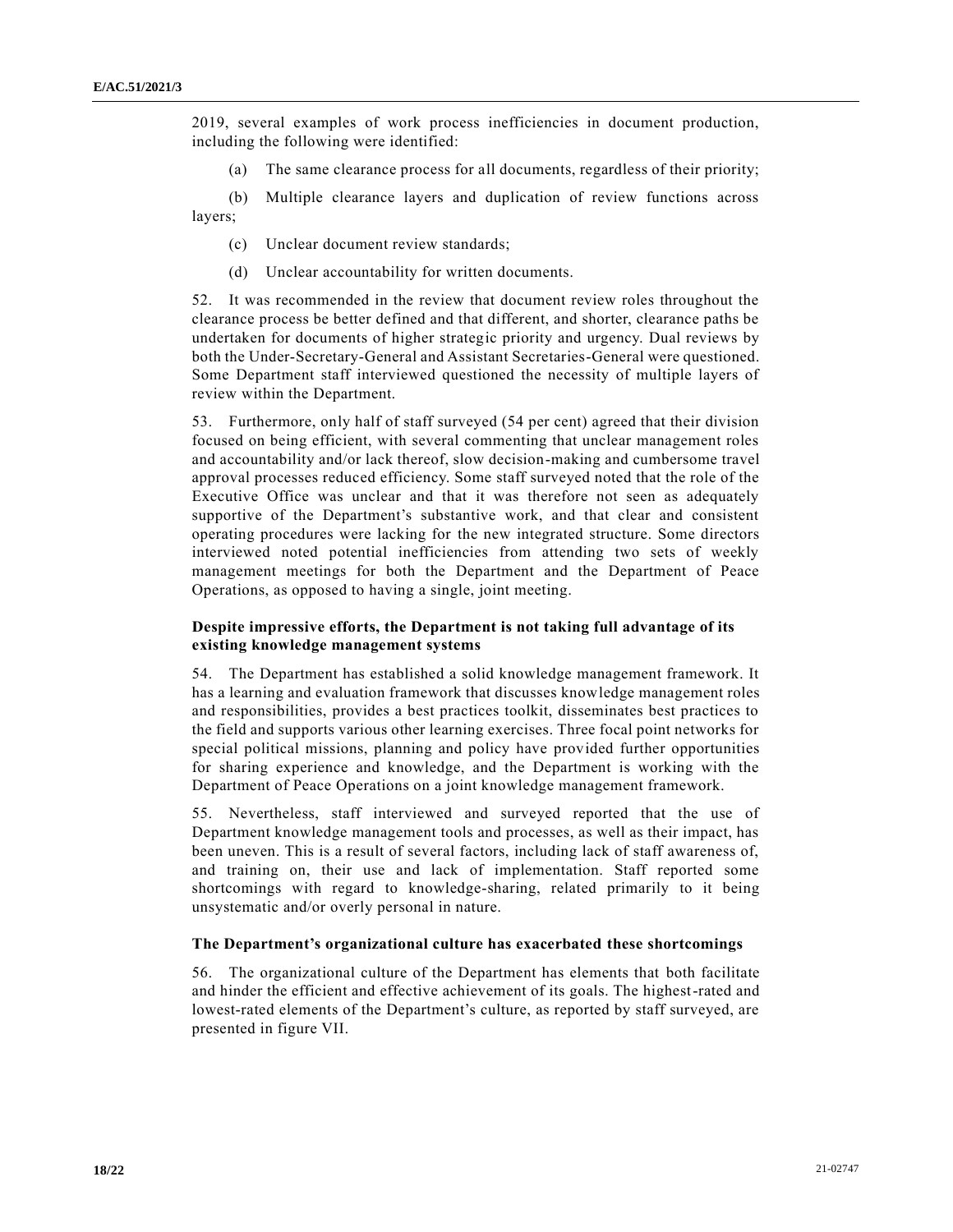2019, several examples of work process inefficiencies in document production, including the following were identified:

(a) The same clearance process for all documents, regardless of their priority;

(b) Multiple clearance layers and duplication of review functions across layers;

(c) Unclear document review standards;

(d) Unclear accountability for written documents.

52. It was recommended in the review that document review roles throughout the clearance process be better defined and that different, and shorter, clearance paths be undertaken for documents of higher strategic priority and urgency. Dual reviews by both the Under-Secretary-General and Assistant Secretaries-General were questioned. Some Department staff interviewed questioned the necessity of multiple layers of review within the Department.

53. Furthermore, only half of staff surveyed (54 per cent) agreed that their division focused on being efficient, with several commenting that unclear management roles and accountability and/or lack thereof, slow decision-making and cumbersome travel approval processes reduced efficiency. Some staff surveyed noted that the role of the Executive Office was unclear and that it was therefore not seen as adequately supportive of the Department's substantive work, and that clear and consistent operating procedures were lacking for the new integrated structure. Some directors interviewed noted potential inefficiencies from attending two sets of weekly management meetings for both the Department and the Department of Peace Operations, as opposed to having a single, joint meeting.

**Despite impressive efforts, the Department is not taking full advantage of its existing knowledge management systems**

54. The Department has established a solid knowledge management framework. It has a learning and evaluation framework that discusses knowledge management roles and responsibilities, provides a best practices toolkit, disseminates best practices to the field and supports various other learning exercises. Three focal point networks for special political missions, planning and policy have provided further opportunities for sharing experience and knowledge, and the Department is working with the Department of Peace Operations on a joint knowledge management framework.

55. Nevertheless, staff interviewed and surveyed reported that the use of Department knowledge management tools and processes, as well as their impact, has been uneven. This is a result of several factors, including lack of staff awareness of, and training on, their use and lack of implementation. Staff reported some shortcomings with regard to knowledge-sharing, related primarily to it being unsystematic and/or overly personal in nature.

**The Department's organizational culture has exacerbated these shortcomings**

56. The organizational culture of the Department has elements that both facilitate and hinder the efficient and effective achievement of its goals. The highest-rated and lowest-rated elements of the Department's culture, as reported by staff surveyed, are presented in figure VII.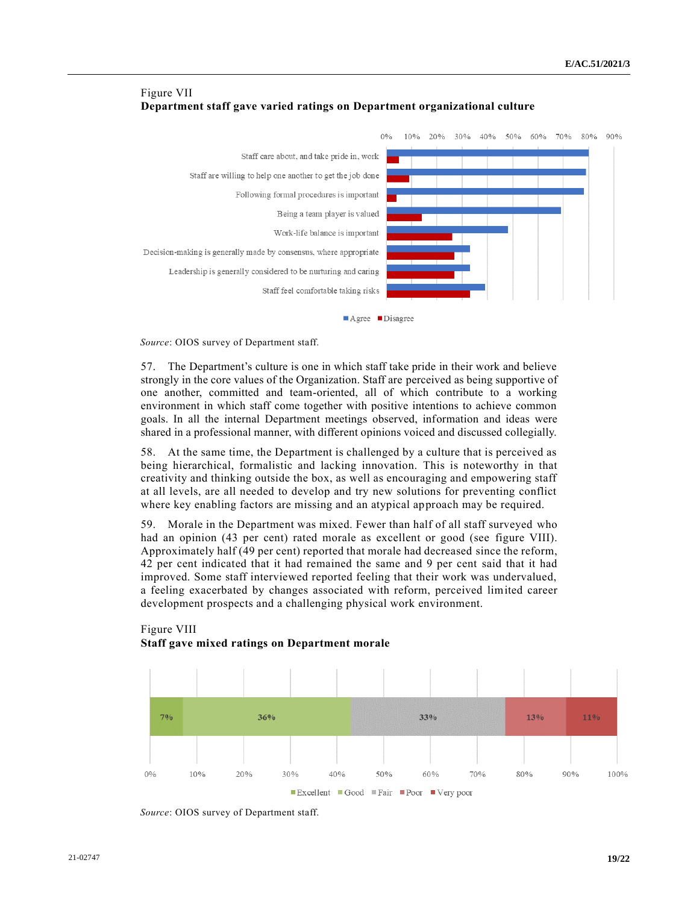Figure VII
**Department staff gave varied ratings on Department organizational culture**

Staff care about, and take pride in, work
Staff are willing to help one another to get the job done
Following formal procedures is important
Being a team player is valued
Work-life balance is important
Decision-making is generally made by consensus, where appropriate
Leadership is generally considered to be nurturing and caring
Staff feel comfortable taking risks

■ Agree ■ Disagree

*Source*: OIOS survey of Department staff.

57. The Department's culture is one in which staff take pride in their work and believe strongly in the core values of the Organization. Staff are perceived as being supportive of one another, committed and team-oriented, all of which contribute to a working environment in which staff come together with positive intentions to achieve common goals. In all the internal Department meetings observed, information and ideas were shared in a professional manner, with different opinions voiced and discussed collegially.

58. At the same time, the Department is challenged by a culture that is perceived as being hierarchical, formalistic and lacking innovation. This is noteworthy in that creativity and thinking outside the box, as well as encouraging and empowering staff at all levels, are all needed to develop and try new solutions for preventing conflict where key enabling factors are missing and an atypical approach may be required.

59. Morale in the Department was mixed. Fewer than half of all staff surveyed who had an opinion (43 per cent) rated morale as excellent or good (see figure VIII). Approximately half (49 per cent) reported that morale had decreased since the reform, 42 per cent indicated that it had remained the same and 9 per cent said that it had improved. Some staff interviewed reported feeling that their work was undervalued, a feeling exacerbated by changes associated with reform, perceived limited career development prospects and a challenging physical work environment.

Figure VIII
**Staff gave mixed ratings on Department morale**

| Excellent | Good | Fair | Poor | Very poor |
|---|---|---|---|---|
| 7% | 36% | 33% | 13% | 11% |

*Source*: OIOS survey of Department staff.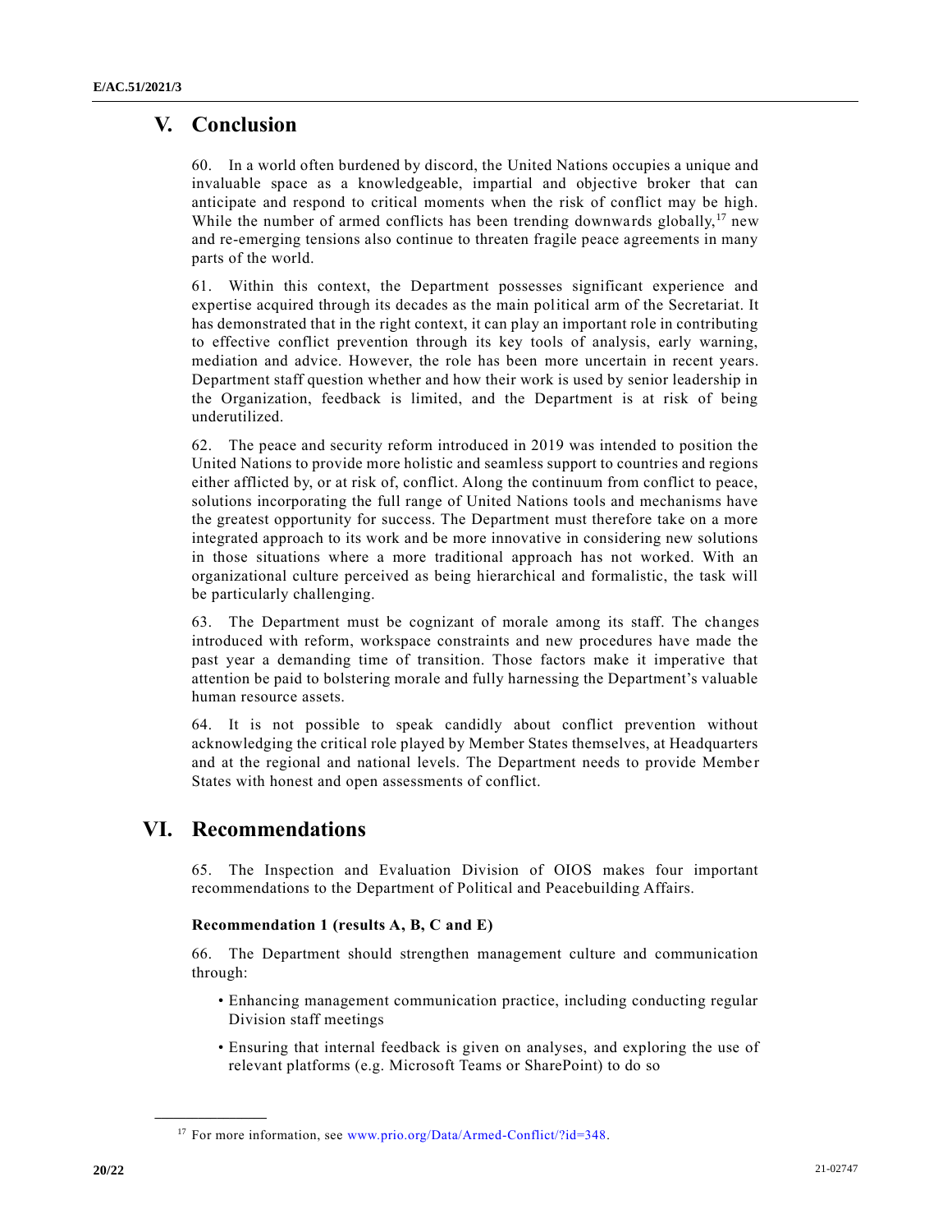## V. Conclusion

60. In a world often burdened by discord, the United Nations occupies a unique and invaluable space as a knowledgeable, impartial and objective broker that can anticipate and respond to critical moments when the risk of conflict may be high. While the number of armed conflicts has been trending downwards globally,[17] new and re-emerging tensions also continue to threaten fragile peace agreements in many parts of the world.

61. Within this context, the Department possesses significant experience and expertise acquired through its decades as the main political arm of the Secretariat. It has demonstrated that in the right context, it can play an important role in contributing to effective conflict prevention through its key tools of analysis, early warning, mediation and advice. However, the role has been more uncertain in recent years. Department staff question whether and how their work is used by senior leadership in the Organization, feedback is limited, and the Department is at risk of being underutilized.

62. The peace and security reform introduced in 2019 was intended to position the United Nations to provide more holistic and seamless support to countries and regions either afflicted by, or at risk of, conflict. Along the continuum from conflict to peace, solutions incorporating the full range of United Nations tools and mechanisms have the greatest opportunity for success. The Department must therefore take on a more integrated approach to its work and be more innovative in considering new solutions in those situations where a more traditional approach has not worked. With an organizational culture perceived as being hierarchical and formalistic, the task will be particularly challenging.

63. The Department must be cognizant of morale among its staff. The changes introduced with reform, workspace constraints and new procedures have made the past year a demanding time of transition. Those factors make it imperative that attention be paid to bolstering morale and fully harnessing the Department's valuable human resource assets.

64. It is not possible to speak candidly about conflict prevention without acknowledging the critical role played by Member States themselves, at Headquarters and at the regional and national levels. The Department needs to provide Member States with honest and open assessments of conflict.

## VI. Recommendations

65. The Inspection and Evaluation Division of OIOS makes four important recommendations to the Department of Political and Peacebuilding Affairs.

**Recommendation 1 (results A, B, C and E)**

66. The Department should strengthen management culture and communication through:

- Enhancing management communication practice, including conducting regular Division staff meetings
- Ensuring that internal feedback is given on analyses, and exploring the use of relevant platforms (e.g. Microsoft Teams or SharePoint) to do so

---

[17] For more information, see www.prio.org/Data/Armed-Conflict/?id=348.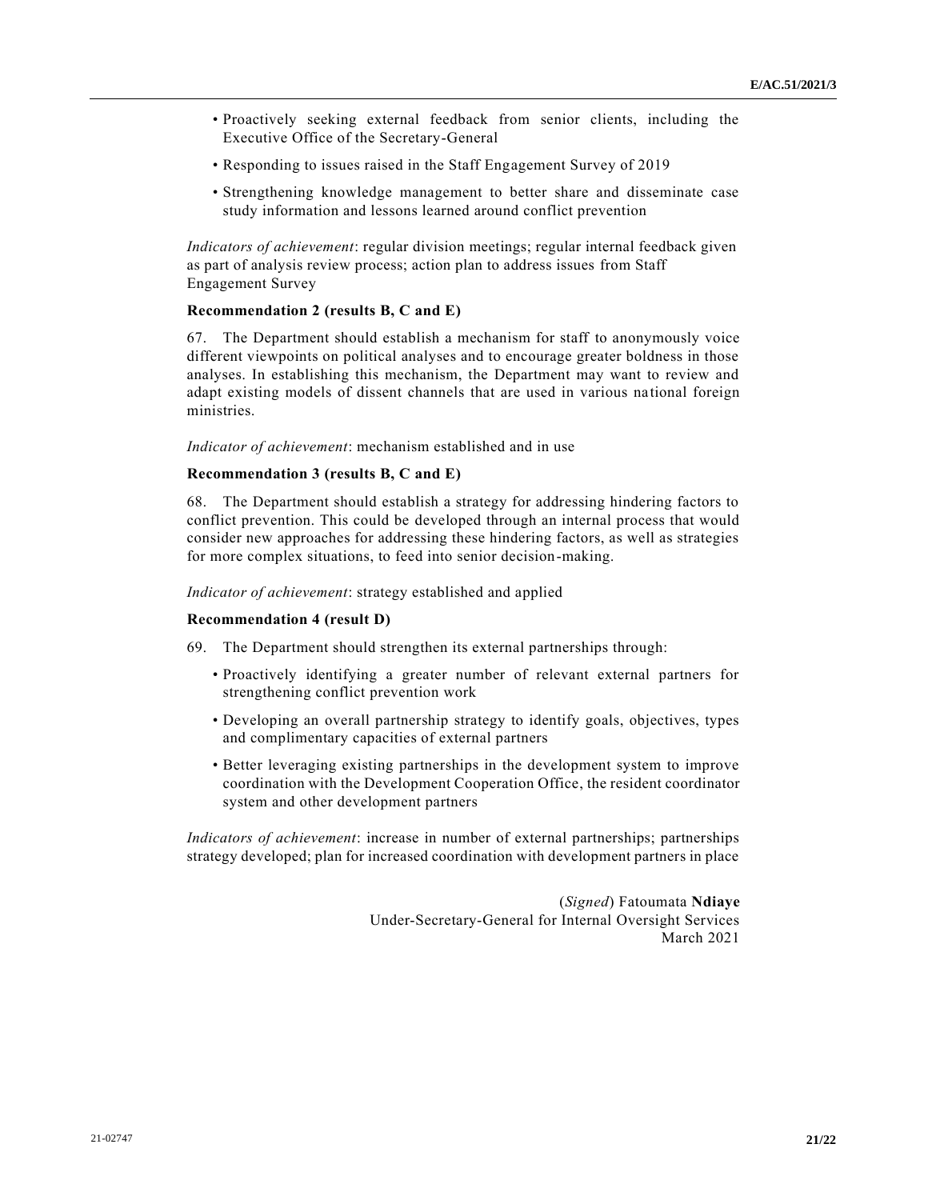- Proactively seeking external feedback from senior clients, including the Executive Office of the Secretary-General
- Responding to issues raised in the Staff Engagement Survey of 2019
- Strengthening knowledge management to better share and disseminate case study information and lessons learned around conflict prevention

*Indicators of achievement*: regular division meetings; regular internal feedback given as part of analysis review process; action plan to address issues from Staff Engagement Survey

**Recommendation 2 (results B, C and E)**

67. The Department should establish a mechanism for staff to anonymously voice different viewpoints on political analyses and to encourage greater boldness in those analyses. In establishing this mechanism, the Department may want to review and adapt existing models of dissent channels that are used in various national foreign ministries.

*Indicator of achievement*: mechanism established and in use

**Recommendation 3 (results B, C and E)**

68. The Department should establish a strategy for addressing hindering factors to conflict prevention. This could be developed through an internal process that would consider new approaches for addressing these hindering factors, as well as strategies for more complex situations, to feed into senior decision-making.

*Indicator of achievement*: strategy established and applied

**Recommendation 4 (result D)**

69. The Department should strengthen its external partnerships through:

- Proactively identifying a greater number of relevant external partners for strengthening conflict prevention work
- Developing an overall partnership strategy to identify goals, objectives, types and complimentary capacities of external partners
- Better leveraging existing partnerships in the development system to improve coordination with the Development Cooperation Office, the resident coordinator system and other development partners

*Indicators of achievement*: increase in number of external partnerships; partnerships strategy developed; plan for increased coordination with development partners in place

(*Signed*) Fatoumata **Ndiaye**
Under-Secretary-General for Internal Oversight Services
March 2021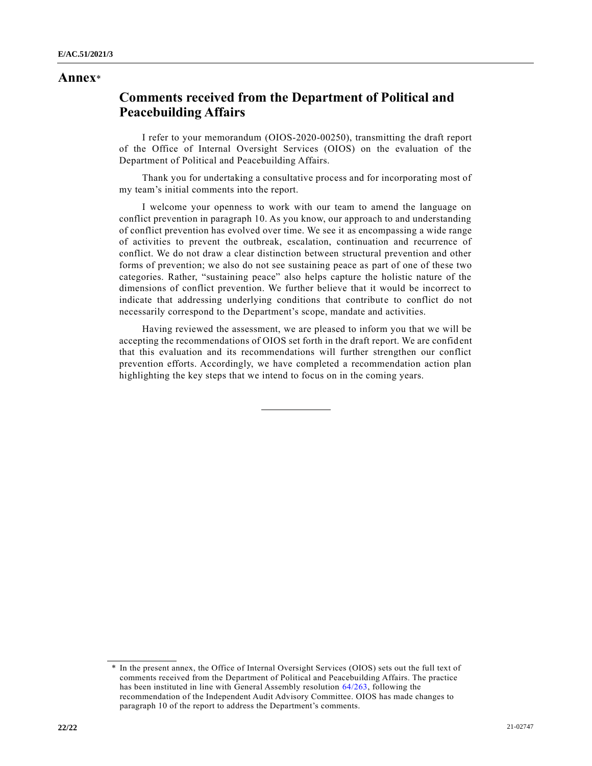# Annex*

## Comments received from the Department of Political and Peacebuilding Affairs

I refer to your memorandum (OIOS-2020-00250), transmitting the draft report of the Office of Internal Oversight Services (OIOS) on the evaluation of the Department of Political and Peacebuilding Affairs.

Thank you for undertaking a consultative process and for incorporating most of my team's initial comments into the report.

I welcome your openness to work with our team to amend the language on conflict prevention in paragraph 10. As you know, our approach to and understanding of conflict prevention has evolved over time. We see it as encompassing a wide range of activities to prevent the outbreak, escalation, continuation and recurrence of conflict. We do not draw a clear distinction between structural prevention and other forms of prevention; we also do not see sustaining peace as part of one of these two categories. Rather, "sustaining peace" also helps capture the holistic nature of the dimensions of conflict prevention. We further believe that it would be incorrect to indicate that addressing underlying conditions that contribute to conflict do not necessarily correspond to the Department's scope, mandate and activities.

Having reviewed the assessment, we are pleased to inform you that we will be accepting the recommendations of OIOS set forth in the draft report. We are confident that this evaluation and its recommendations will further strengthen our conflict prevention efforts. Accordingly, we have completed a recommendation action plan highlighting the key steps that we intend to focus on in the coming years.

---

\* In the present annex, the Office of Internal Oversight Services (OIOS) sets out the full text of comments received from the Department of Political and Peacebuilding Affairs. The practice has been instituted in line with General Assembly resolution 64/263, following the recommendation of the Independent Audit Advisory Committee. OIOS has made changes to paragraph 10 of the report to address the Department's comments.